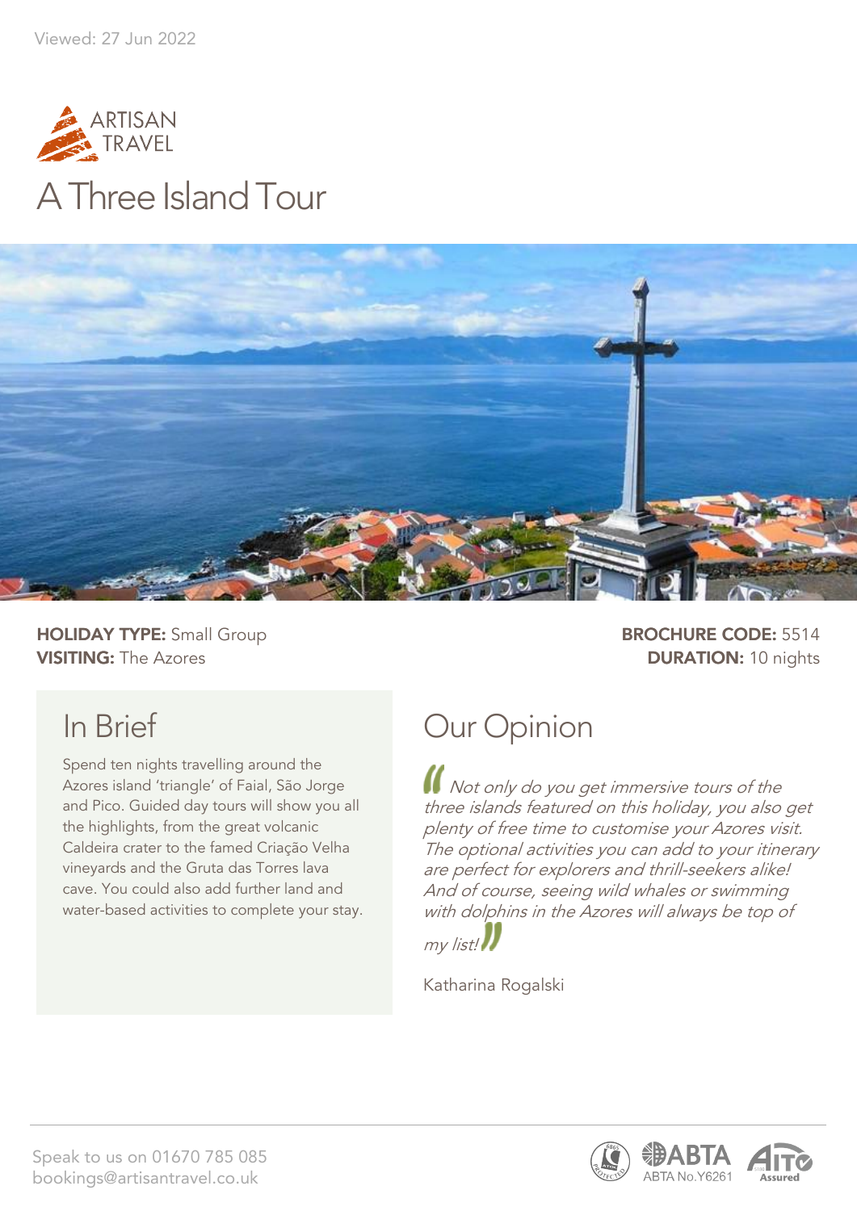Viewed: 27 Jun 2022

ARTISAN TRAVEL

# A Three Island Tour

**HOLIDAY TYPE:** Small Group
**VISITING:** The Azores

**BROCHURE CODE:** 5514
**DURATION:** 10 nights

## In Brief

Spend ten nights travelling around the Azores island 'triangle' of Faial, São Jorge and Pico. Guided day tours will show you all the highlights, from the great volcanic Caldeira crater to the famed Criação Velha vineyards and the Gruta das Torres lava cave. You could also add further land and water-based activities to complete your stay.

## Our Opinion

*"Not only do you get immersive tours of the three islands featured on this holiday, you also get plenty of free time to customise your Azores visit. The optional activities you can add to your itinerary are perfect for explorers and thrill-seekers alike! And of course, seeing wild whales or swimming with dolphins in the Azores will always be top of my list!"*

Katharina Rogalski

Speak to us on 01670 785 085
bookings@artisantravel.co.uk

ABTA No.Y6261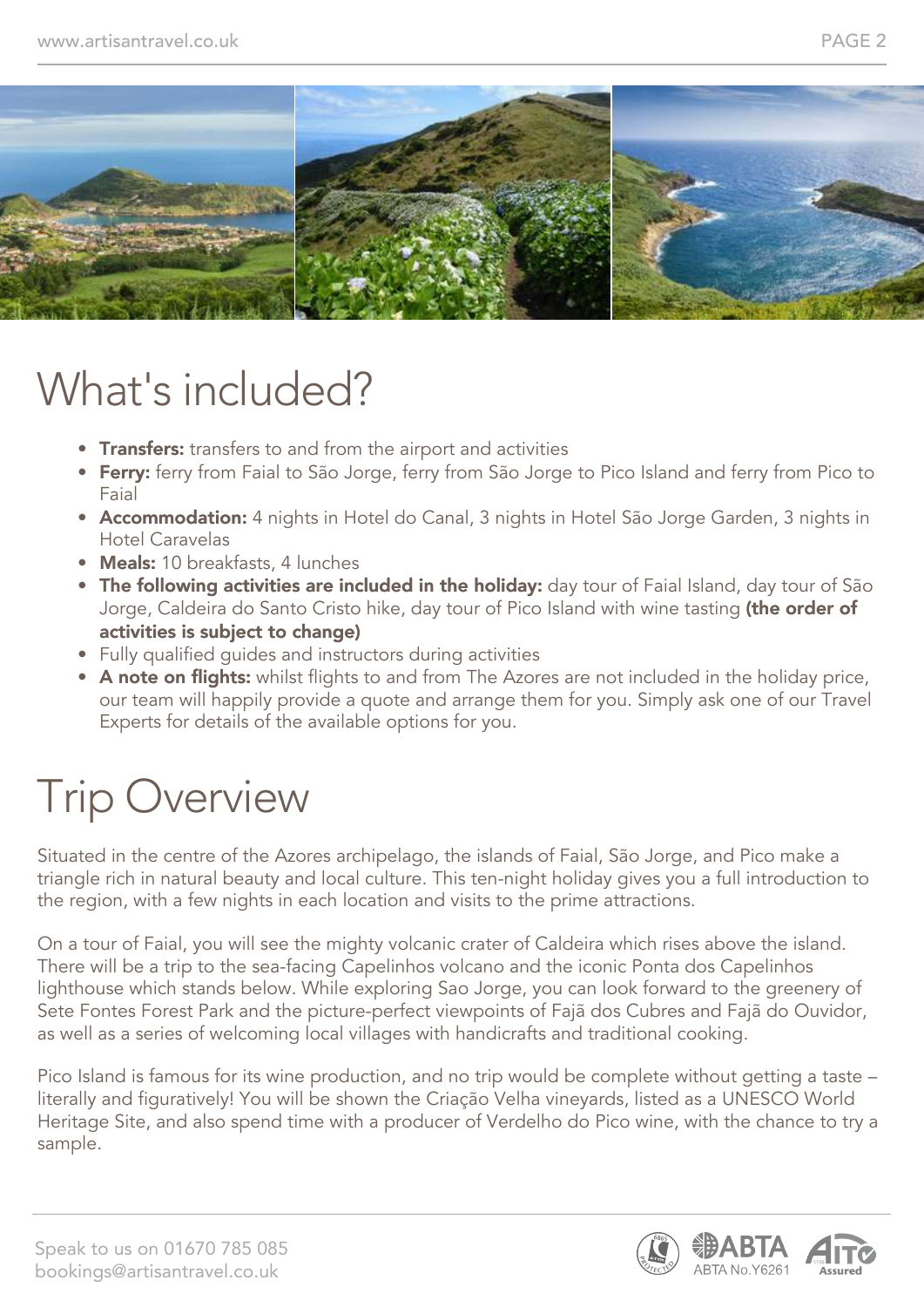# What's included?

- **Transfers:** transfers to and from the airport and activities
- **Ferry:** ferry from Faial to São Jorge, ferry from São Jorge to Pico Island and ferry from Pico to Faial
- **Accommodation:** 4 nights in Hotel do Canal, 3 nights in Hotel São Jorge Garden, 3 nights in Hotel Caravelas
- **Meals:** 10 breakfasts, 4 lunches
- **The following activities are included in the holiday:** day tour of Faial Island, day tour of São Jorge, Caldeira do Santo Cristo hike, day tour of Pico Island with wine tasting **(the order of activities is subject to change)**
- Fully qualified guides and instructors during activities
- **A note on flights:** whilst flights to and from The Azores are not included in the holiday price, our team will happily provide a quote and arrange them for you. Simply ask one of our Travel Experts for details of the available options for you.

# Trip Overview

Situated in the centre of the Azores archipelago, the islands of Faial, São Jorge, and Pico make a triangle rich in natural beauty and local culture. This ten-night holiday gives you a full introduction to the region, with a few nights in each location and visits to the prime attractions.

On a tour of Faial, you will see the mighty volcanic crater of Caldeira which rises above the island. There will be a trip to the sea-facing Capelinhos volcano and the iconic Ponta dos Capelinhos lighthouse which stands below. While exploring Sao Jorge, you can look forward to the greenery of Sete Fontes Forest Park and the picture-perfect viewpoints of Fajã dos Cubres and Fajã do Ouvidor, as well as a series of welcoming local villages with handicrafts and traditional cooking.

Pico Island is famous for its wine production, and no trip would be complete without getting a taste – literally and figuratively! You will be shown the Criação Velha vineyards, listed as a UNESCO World Heritage Site, and also spend time with a producer of Verdelho do Pico wine, with the chance to try a sample.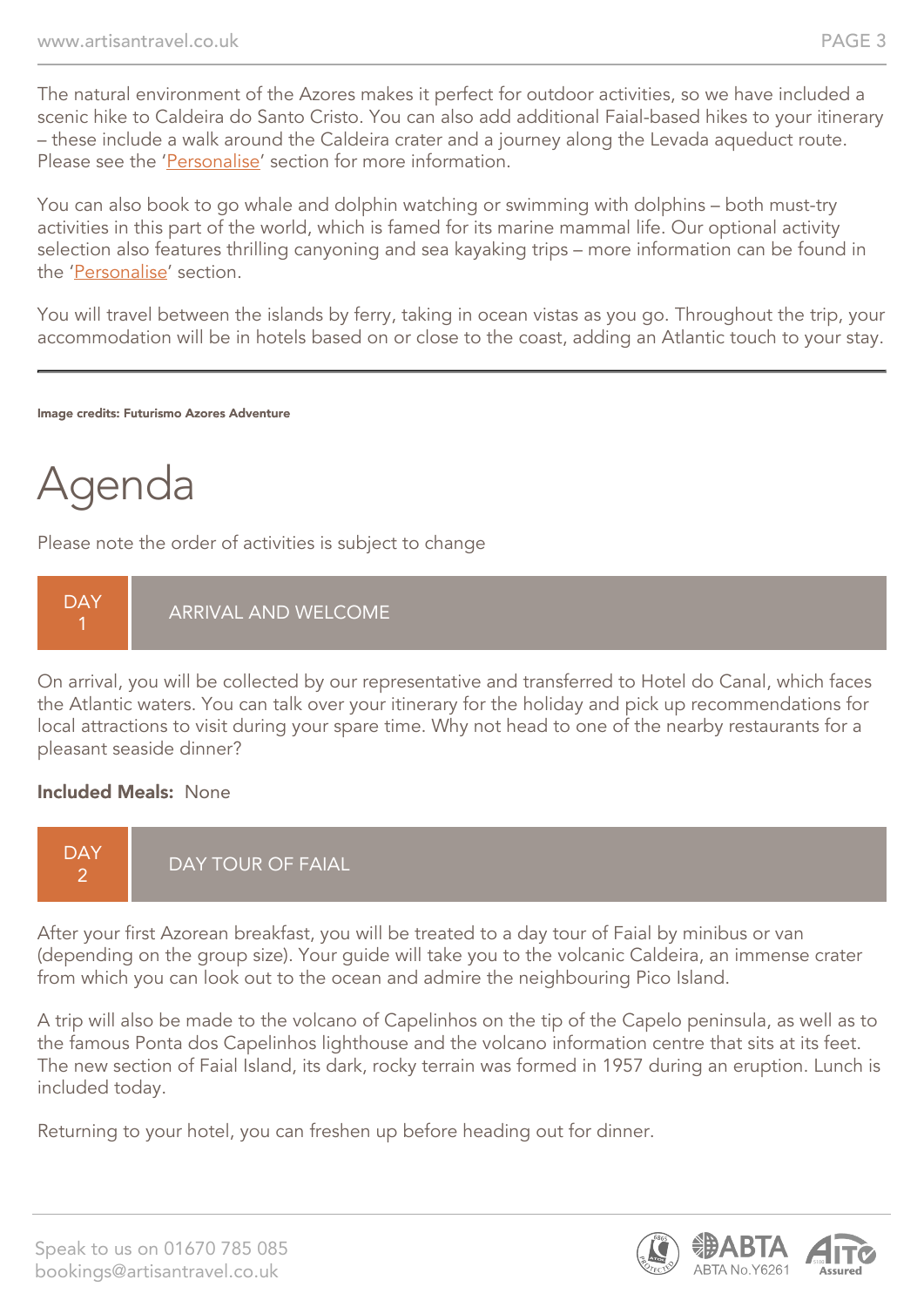The natural environment of the Azores makes it perfect for outdoor activities, so we have included a scenic hike to Caldeira do Santo Cristo. You can also add additional Faial-based hikes to your itinerary – these include a walk around the Caldeira crater and a journey along the Levada aqueduct route. Please see the 'Personalise' section for more information.

You can also book to go whale and dolphin watching or swimming with dolphins – both must-try activities in this part of the world, which is famed for its marine mammal life. Our optional activity selection also features thrilling canyoning and sea kayaking trips – more information can be found in the 'Personalise' section.

You will travel between the islands by ferry, taking in ocean vistas as you go. Throughout the trip, your accommodation will be in hotels based on or close to the coast, adding an Atlantic touch to your stay.

---

**Image credits: Futurismo Azores Adventure**

# Agenda

Please note the order of activities is subject to change

## DAY 1 ARRIVAL AND WELCOME

On arrival, you will be collected by our representative and transferred to Hotel do Canal, which faces the Atlantic waters. You can talk over your itinerary for the holiday and pick up recommendations for local attractions to visit during your spare time. Why not head to one of the nearby restaurants for a pleasant seaside dinner?

**Included Meals:** None

## DAY 2 DAY TOUR OF FAIAL

After your first Azorean breakfast, you will be treated to a day tour of Faial by minibus or van (depending on the group size). Your guide will take you to the volcanic Caldeira, an immense crater from which you can look out to the ocean and admire the neighbouring Pico Island.

A trip will also be made to the volcano of Capelinhos on the tip of the Capelo peninsula, as well as to the famous Ponta dos Capelinhos lighthouse and the volcano information centre that sits at its feet. The new section of Faial Island, its dark, rocky terrain was formed in 1957 during an eruption. Lunch is included today.

Returning to your hotel, you can freshen up before heading out for dinner.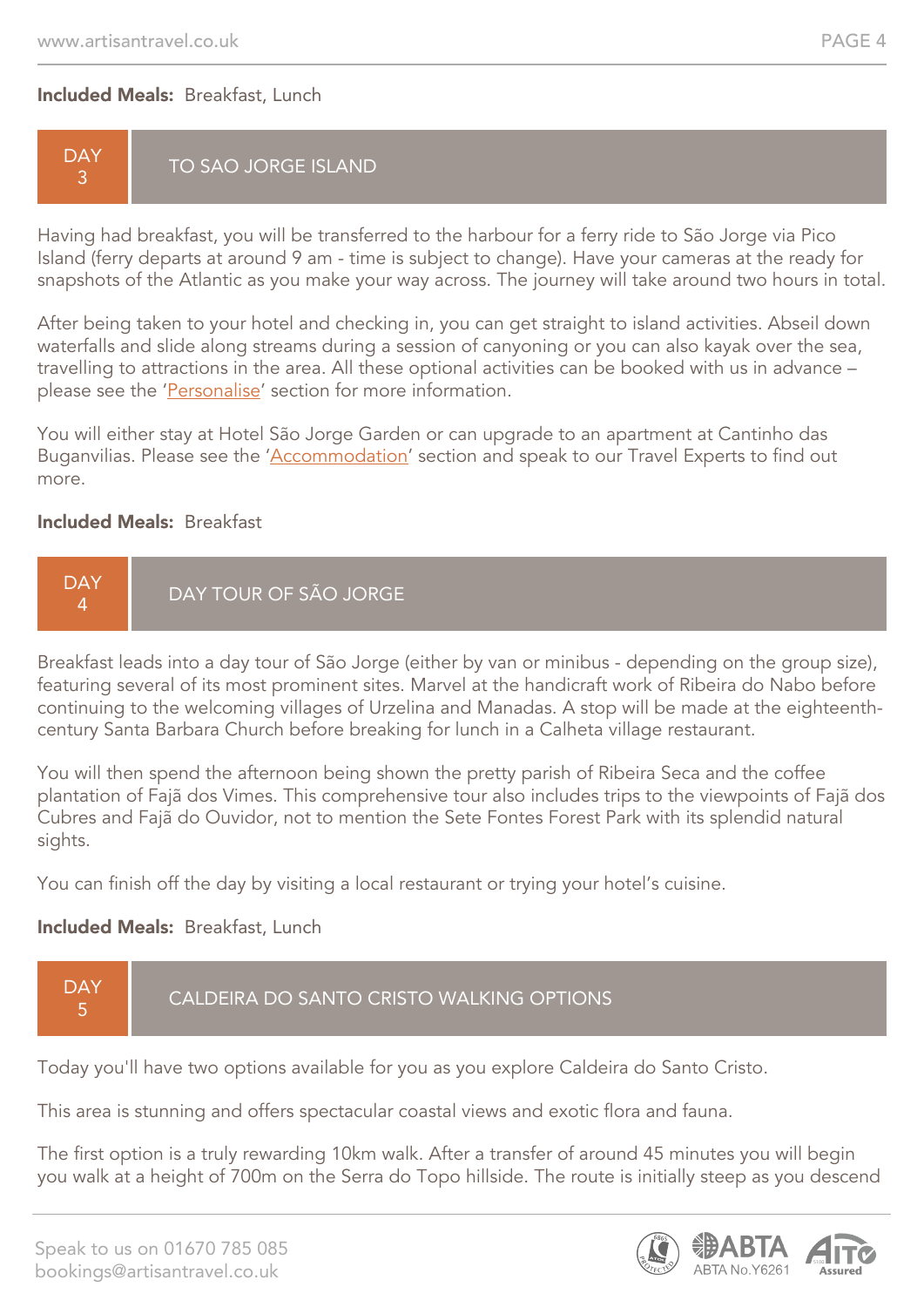**Included Meals:** Breakfast, Lunch

## DAY 3 — TO SAO JORGE ISLAND

Having had breakfast, you will be transferred to the harbour for a ferry ride to São Jorge via Pico Island (ferry departs at around 9 am - time is subject to change). Have your cameras at the ready for snapshots of the Atlantic as you make your way across. The journey will take around two hours in total.

After being taken to your hotel and checking in, you can get straight to island activities. Abseil down waterfalls and slide along streams during a session of canyoning or you can also kayak over the sea, travelling to attractions in the area. All these optional activities can be booked with us in advance – please see the 'Personalise' section for more information.

You will either stay at Hotel São Jorge Garden or can upgrade to an apartment at Cantinho das Buganvilias. Please see the 'Accommodation' section and speak to our Travel Experts to find out more.

**Included Meals:** Breakfast

## DAY 4 — DAY TOUR OF SÃO JORGE

Breakfast leads into a day tour of São Jorge (either by van or minibus - depending on the group size), featuring several of its most prominent sites. Marvel at the handicraft work of Ribeira do Nabo before continuing to the welcoming villages of Urzelina and Manadas. A stop will be made at the eighteenth-century Santa Barbara Church before breaking for lunch in a Calheta village restaurant.

You will then spend the afternoon being shown the pretty parish of Ribeira Seca and the coffee plantation of Fajã dos Vimes. This comprehensive tour also includes trips to the viewpoints of Fajã dos Cubres and Fajã do Ouvidor, not to mention the Sete Fontes Forest Park with its splendid natural sights.

You can finish off the day by visiting a local restaurant or trying your hotel's cuisine.

**Included Meals:** Breakfast, Lunch

## DAY 5 — CALDEIRA DO SANTO CRISTO WALKING OPTIONS

Today you'll have two options available for you as you explore Caldeira do Santo Cristo.

This area is stunning and offers spectacular coastal views and exotic flora and fauna.

The first option is a truly rewarding 10km walk. After a transfer of around 45 minutes you will begin you walk at a height of 700m on the Serra do Topo hillside. The route is initially steep as you descend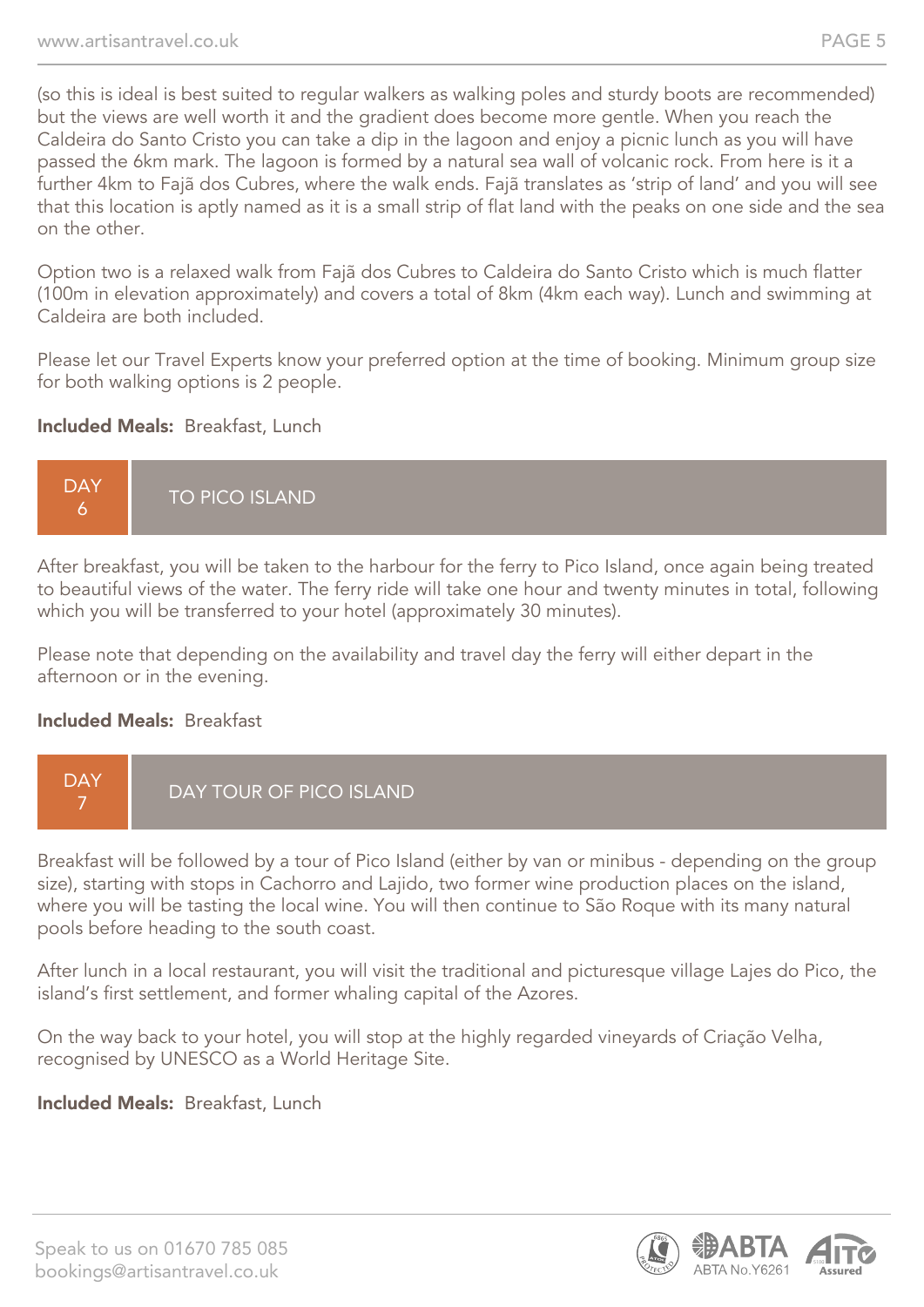(so this is ideal is best suited to regular walkers as walking poles and sturdy boots are recommended) but the views are well worth it and the gradient does become more gentle. When you reach the Caldeira do Santo Cristo you can take a dip in the lagoon and enjoy a picnic lunch as you will have passed the 6km mark. The lagoon is formed by a natural sea wall of volcanic rock. From here is it a further 4km to Fajã dos Cubres, where the walk ends. Fajã translates as 'strip of land' and you will see that this location is aptly named as it is a small strip of flat land with the peaks on one side and the sea on the other.

Option two is a relaxed walk from Fajã dos Cubres to Caldeira do Santo Cristo which is much flatter (100m in elevation approximately) and covers a total of 8km (4km each way). Lunch and swimming at Caldeira are both included.

Please let our Travel Experts know your preferred option at the time of booking. Minimum group size for both walking options is 2 people.

**Included Meals:** Breakfast, Lunch

## DAY 6 — TO PICO ISLAND

After breakfast, you will be taken to the harbour for the ferry to Pico Island, once again being treated to beautiful views of the water. The ferry ride will take one hour and twenty minutes in total, following which you will be transferred to your hotel (approximately 30 minutes).

Please note that depending on the availability and travel day the ferry will either depart in the afternoon or in the evening.

**Included Meals:** Breakfast

## DAY 7 — DAY TOUR OF PICO ISLAND

Breakfast will be followed by a tour of Pico Island (either by van or minibus - depending on the group size), starting with stops in Cachorro and Lajido, two former wine production places on the island, where you will be tasting the local wine. You will then continue to São Roque with its many natural pools before heading to the south coast.

After lunch in a local restaurant, you will visit the traditional and picturesque village Lajes do Pico, the island's first settlement, and former whaling capital of the Azores.

On the way back to your hotel, you will stop at the highly regarded vineyards of Criação Velha, recognised by UNESCO as a World Heritage Site.

**Included Meals:** Breakfast, Lunch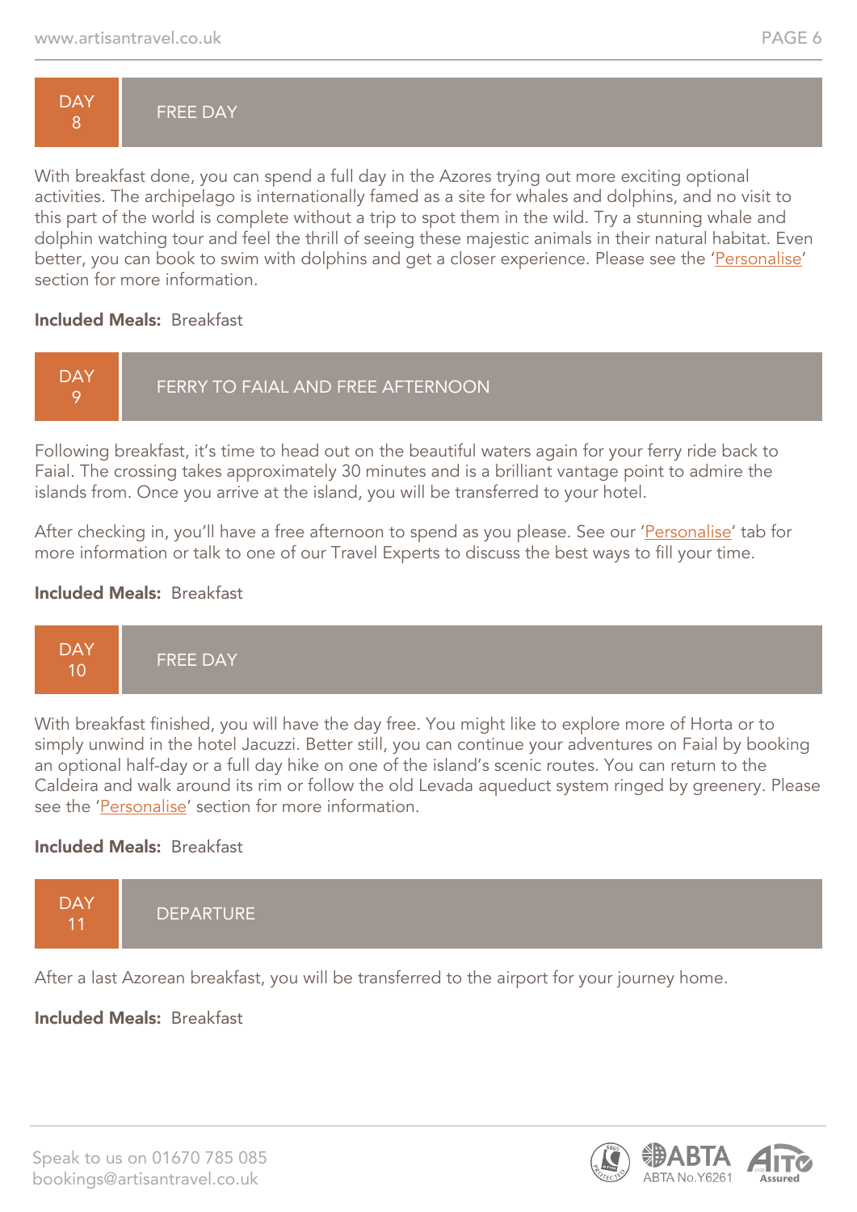## DAY 8 — FREE DAY

With breakfast done, you can spend a full day in the Azores trying out more exciting optional activities. The archipelago is internationally famed as a site for whales and dolphins, and no visit to this part of the world is complete without a trip to spot them in the wild. Try a stunning whale and dolphin watching tour and feel the thrill of seeing these majestic animals in their natural habitat. Even better, you can book to swim with dolphins and get a closer experience. Please see the 'Personalise' section for more information.

**Included Meals:** Breakfast

## DAY 9 — FERRY TO FAIAL AND FREE AFTERNOON

Following breakfast, it's time to head out on the beautiful waters again for your ferry ride back to Faial. The crossing takes approximately 30 minutes and is a brilliant vantage point to admire the islands from. Once you arrive at the island, you will be transferred to your hotel.

After checking in, you'll have a free afternoon to spend as you please. See our 'Personalise' tab for more information or talk to one of our Travel Experts to discuss the best ways to fill your time.

**Included Meals:** Breakfast

## DAY 10 — FREE DAY

With breakfast finished, you will have the day free. You might like to explore more of Horta or to simply unwind in the hotel Jacuzzi. Better still, you can continue your adventures on Faial by booking an optional half-day or a full day hike on one of the island's scenic routes. You can return to the Caldeira and walk around its rim or follow the old Levada aqueduct system ringed by greenery. Please see the 'Personalise' section for more information.

**Included Meals:** Breakfast

## DAY 11 — DEPARTURE

After a last Azorean breakfast, you will be transferred to the airport for your journey home.

**Included Meals:** Breakfast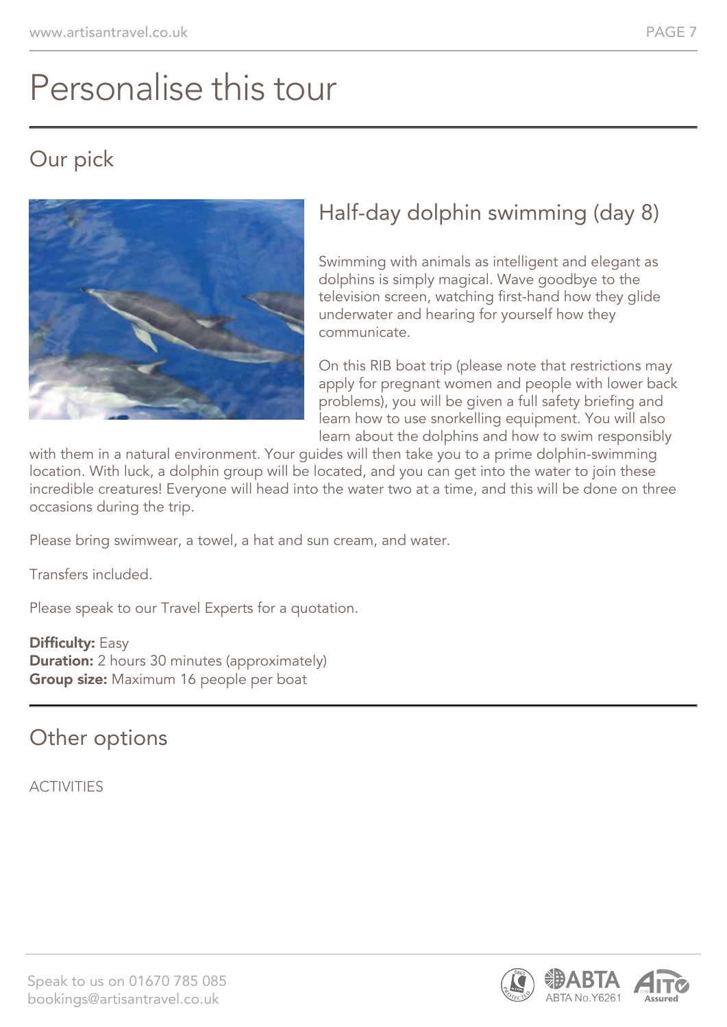# Personalise this tour

## Our pick

### Half-day dolphin swimming (day 8)

Swimming with animals as intelligent and elegant as dolphins is simply magical. Wave goodbye to the television screen, watching first-hand how they glide underwater and hearing for yourself how they communicate.

On this RIB boat trip (please note that restrictions may apply for pregnant women and people with lower back problems), you will be given a full safety briefing and learn how to use snorkelling equipment. You will also learn about the dolphins and how to swim responsibly with them in a natural environment. Your guides will then take you to a prime dolphin-swimming location. With luck, a dolphin group will be located, and you can get into the water to join these incredible creatures! Everyone will head into the water two at a time, and this will be done on three occasions during the trip.

Please bring swimwear, a towel, a hat and sun cream, and water.

Transfers included.

Please speak to our Travel Experts for a quotation.

**Difficulty:** Easy
**Duration:** 2 hours 30 minutes (approximately)
**Group size:** Maximum 16 people per boat

## Other options

ACTIVITIES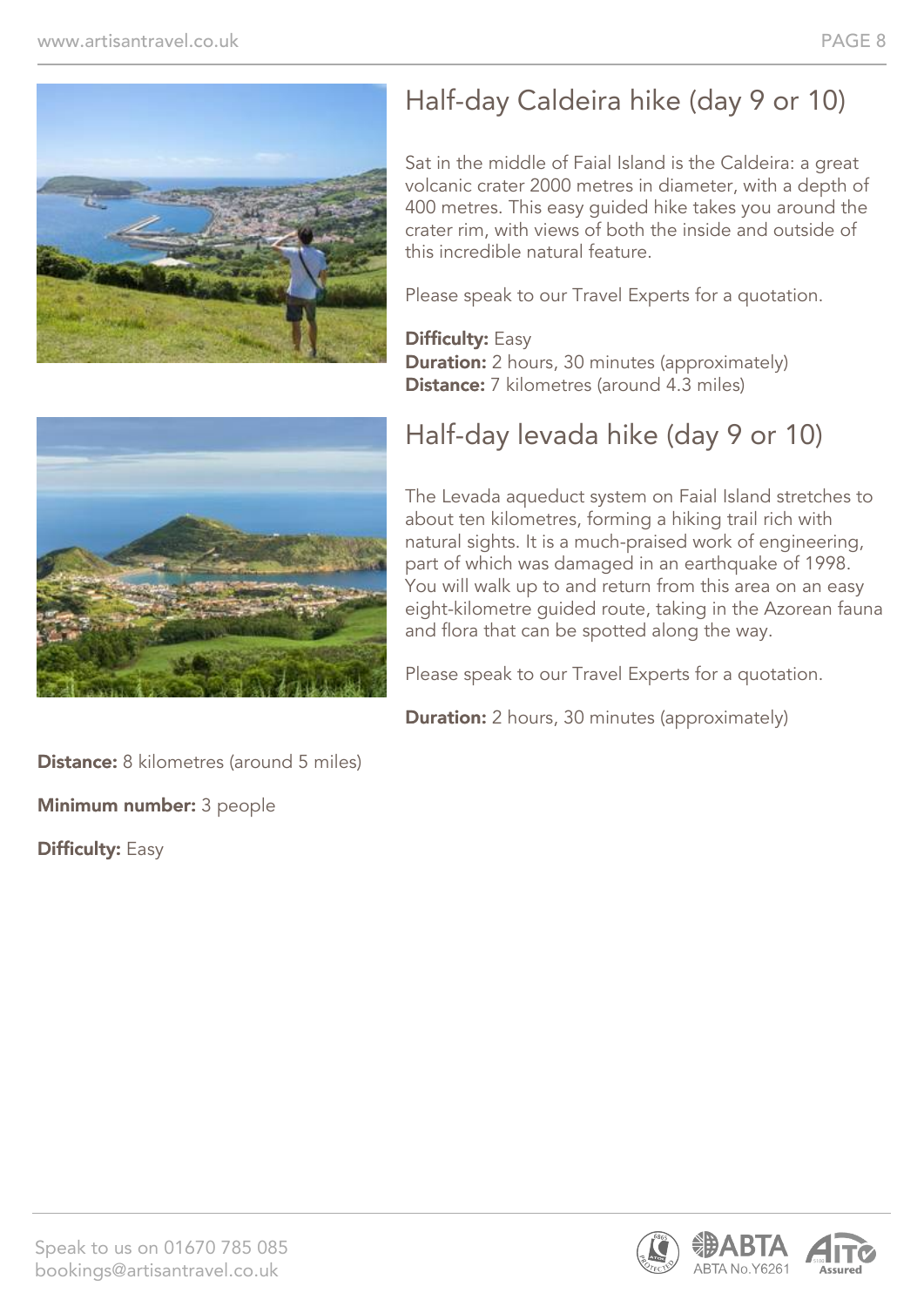## Half-day Caldeira hike (day 9 or 10)

Sat in the middle of Faial Island is the Caldeira: a great volcanic crater 2000 metres in diameter, with a depth of 400 metres. This easy guided hike takes you around the crater rim, with views of both the inside and outside of this incredible natural feature.

Please speak to our Travel Experts for a quotation.

**Difficulty:** Easy
**Duration:** 2 hours, 30 minutes (approximately)
**Distance:** 7 kilometres (around 4.3 miles)

## Half-day levada hike (day 9 or 10)

The Levada aqueduct system on Faial Island stretches to about ten kilometres, forming a hiking trail rich with natural sights. It is a much-praised work of engineering, part of which was damaged in an earthquake of 1998. You will walk up to and return from this area on an easy eight-kilometre guided route, taking in the Azorean fauna and flora that can be spotted along the way.

Please speak to our Travel Experts for a quotation.

**Duration:** 2 hours, 30 minutes (approximately)

**Distance:** 8 kilometres (around 5 miles)

**Minimum number:** 3 people

**Difficulty:** Easy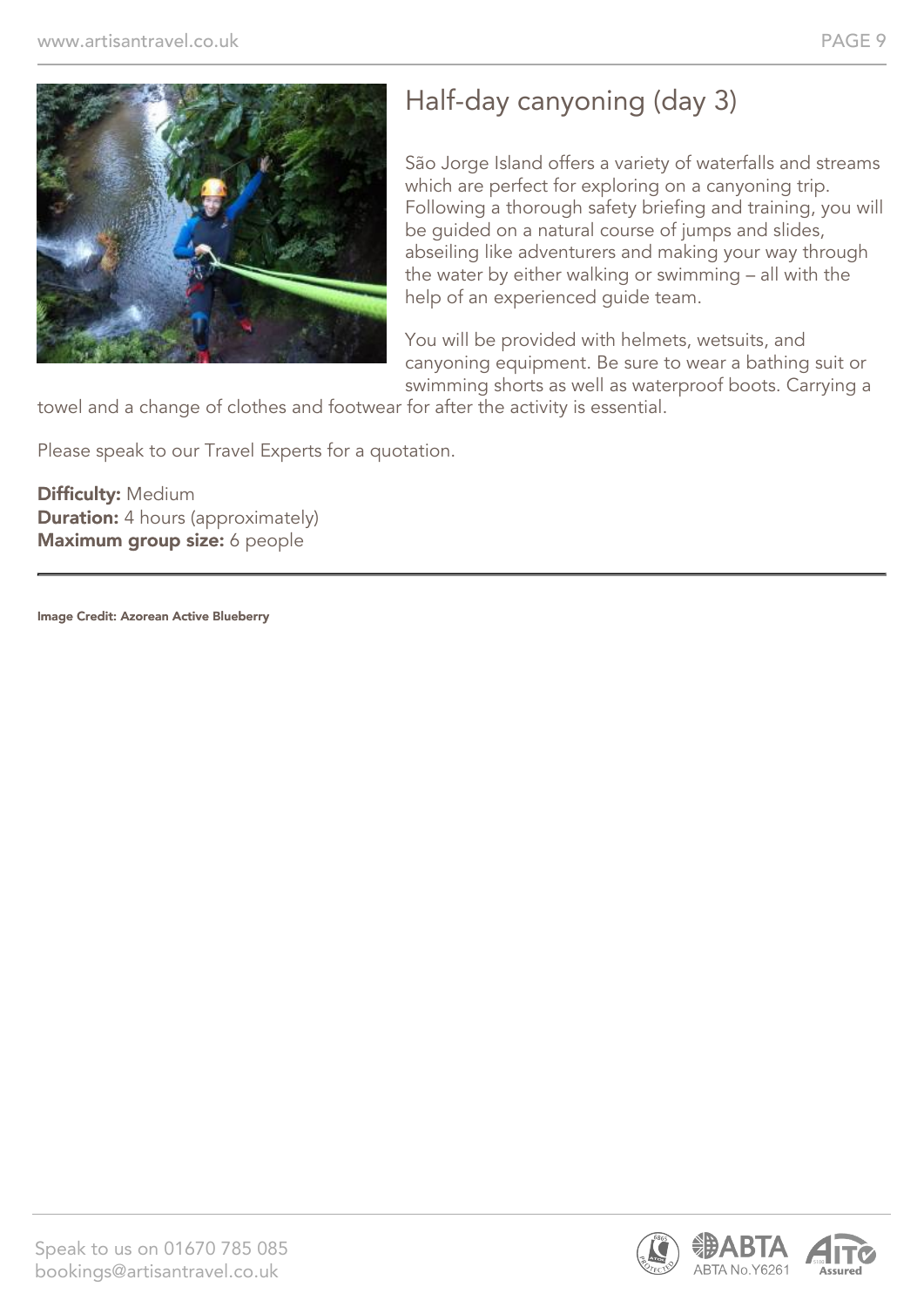## Half-day canyoning (day 3)

São Jorge Island offers a variety of waterfalls and streams which are perfect for exploring on a canyoning trip. Following a thorough safety briefing and training, you will be guided on a natural course of jumps and slides, abseiling like adventurers and making your way through the water by either walking or swimming – all with the help of an experienced guide team.

You will be provided with helmets, wetsuits, and canyoning equipment. Be sure to wear a bathing suit or swimming shorts as well as waterproof boots. Carrying a towel and a change of clothes and footwear for after the activity is essential.

Please speak to our Travel Experts for a quotation.

**Difficulty:** Medium
**Duration:** 4 hours (approximately)
**Maximum group size:** 6 people

---

**Image Credit: Azorean Active Blueberry**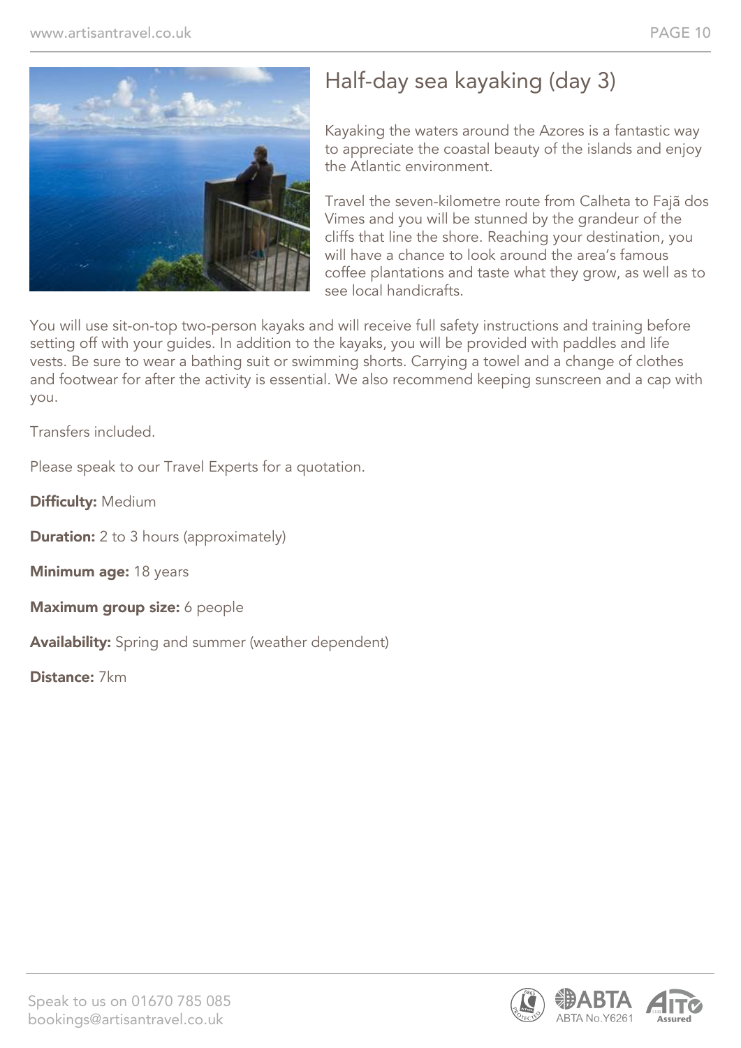# Half-day sea kayaking (day 3)

Kayaking the waters around the Azores is a fantastic way to appreciate the coastal beauty of the islands and enjoy the Atlantic environment.

Travel the seven-kilometre route from Calheta to Fajã dos Vimes and you will be stunned by the grandeur of the cliffs that line the shore. Reaching your destination, you will have a chance to look around the area's famous coffee plantations and taste what they grow, as well as to see local handicrafts.

You will use sit-on-top two-person kayaks and will receive full safety instructions and training before setting off with your guides. In addition to the kayaks, you will be provided with paddles and life vests. Be sure to wear a bathing suit or swimming shorts. Carrying a towel and a change of clothes and footwear for after the activity is essential. We also recommend keeping sunscreen and a cap with you.

Transfers included.

Please speak to our Travel Experts for a quotation.

**Difficulty:** Medium

**Duration:** 2 to 3 hours (approximately)

**Minimum age:** 18 years

**Maximum group size:** 6 people

**Availability:** Spring and summer (weather dependent)

**Distance:** 7km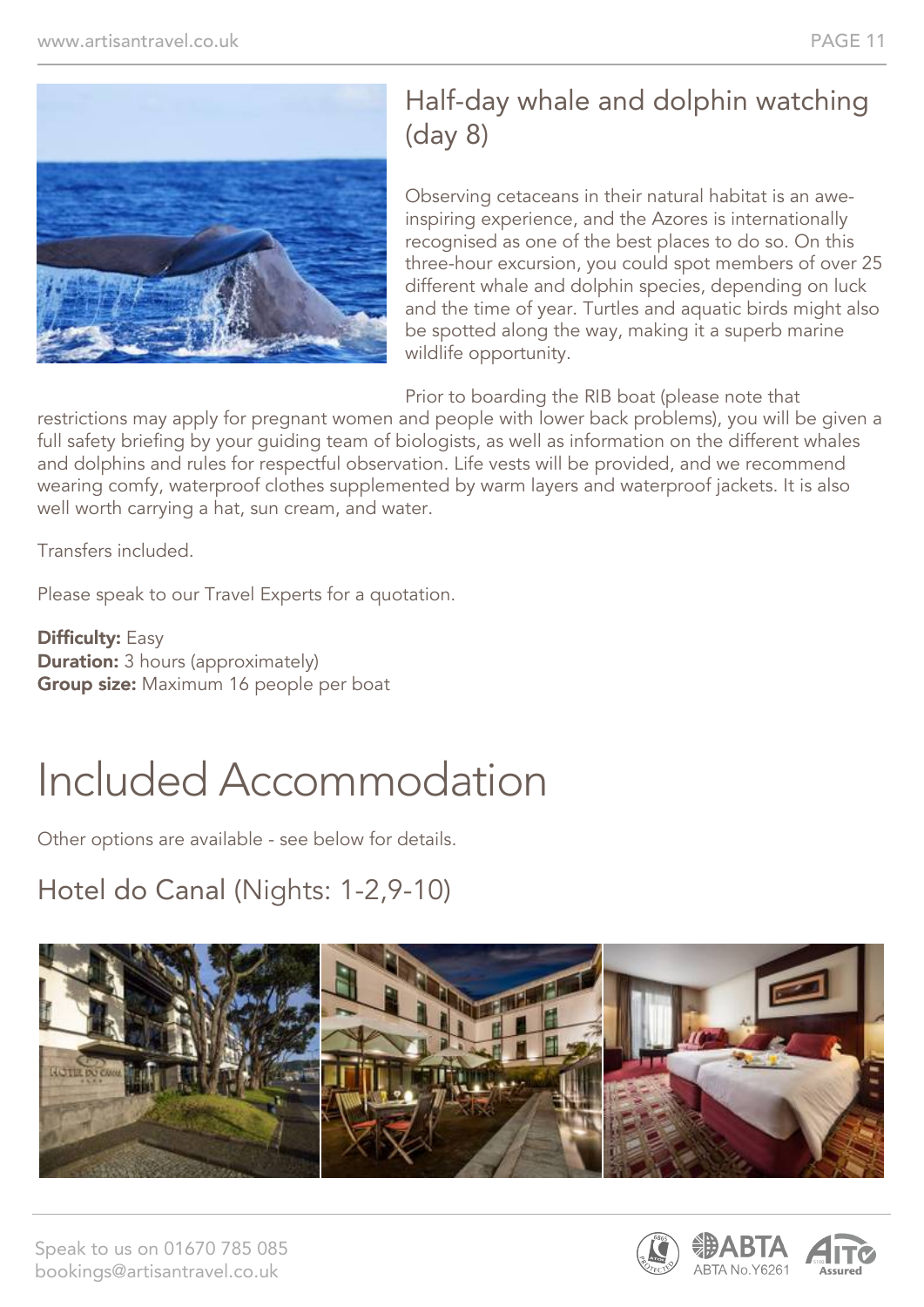## Half-day whale and dolphin watching (day 8)

Observing cetaceans in their natural habitat is an awe-inspiring experience, and the Azores is internationally recognised as one of the best places to do so. On this three-hour excursion, you could spot members of over 25 different whale and dolphin species, depending on luck and the time of year. Turtles and aquatic birds might also be spotted along the way, making it a superb marine wildlife opportunity.

Prior to boarding the RIB boat (please note that restrictions may apply for pregnant women and people with lower back problems), you will be given a full safety briefing by your guiding team of biologists, as well as information on the different whales and dolphins and rules for respectful observation. Life vests will be provided, and we recommend wearing comfy, waterproof clothes supplemented by warm layers and waterproof jackets. It is also well worth carrying a hat, sun cream, and water.

Transfers included.

Please speak to our Travel Experts for a quotation.

**Difficulty:** Easy
**Duration:** 3 hours (approximately)
**Group size:** Maximum 16 people per boat

# Included Accommodation

Other options are available - see below for details.

## Hotel do Canal (Nights: 1-2,9-10)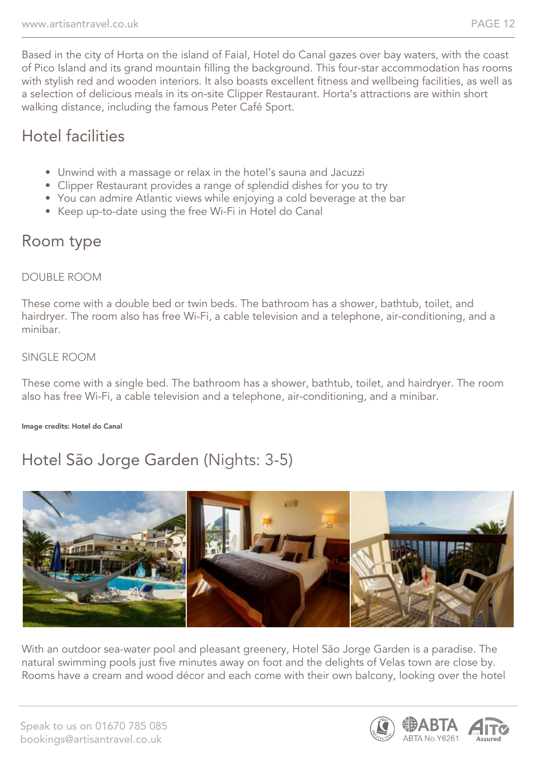Based in the city of Horta on the island of Faial, Hotel do Canal gazes over bay waters, with the coast of Pico Island and its grand mountain filling the background. This four-star accommodation has rooms with stylish red and wooden interiors. It also boasts excellent fitness and wellbeing facilities, as well as a selection of delicious meals in its on-site Clipper Restaurant. Horta's attractions are within short walking distance, including the famous Peter Café Sport.

## Hotel facilities

- Unwind with a massage or relax in the hotel's sauna and Jacuzzi
- Clipper Restaurant provides a range of splendid dishes for you to try
- You can admire Atlantic views while enjoying a cold beverage at the bar
- Keep up-to-date using the free Wi-Fi in Hotel do Canal

## Room type

### DOUBLE ROOM

These come with a double bed or twin beds. The bathroom has a shower, bathtub, toilet, and hairdryer. The room also has free Wi-Fi, a cable television and a telephone, air-conditioning, and a minibar.

### SINGLE ROOM

These come with a single bed. The bathroom has a shower, bathtub, toilet, and hairdryer. The room also has free Wi-Fi, a cable television and a telephone, air-conditioning, and a minibar.

**Image credits: Hotel do Canal**

## Hotel São Jorge Garden (Nights: 3-5)

With an outdoor sea-water pool and pleasant greenery, Hotel São Jorge Garden is a paradise. The natural swimming pools just five minutes away on foot and the delights of Velas town are close by. Rooms have a cream and wood décor and each come with their own balcony, looking over the hotel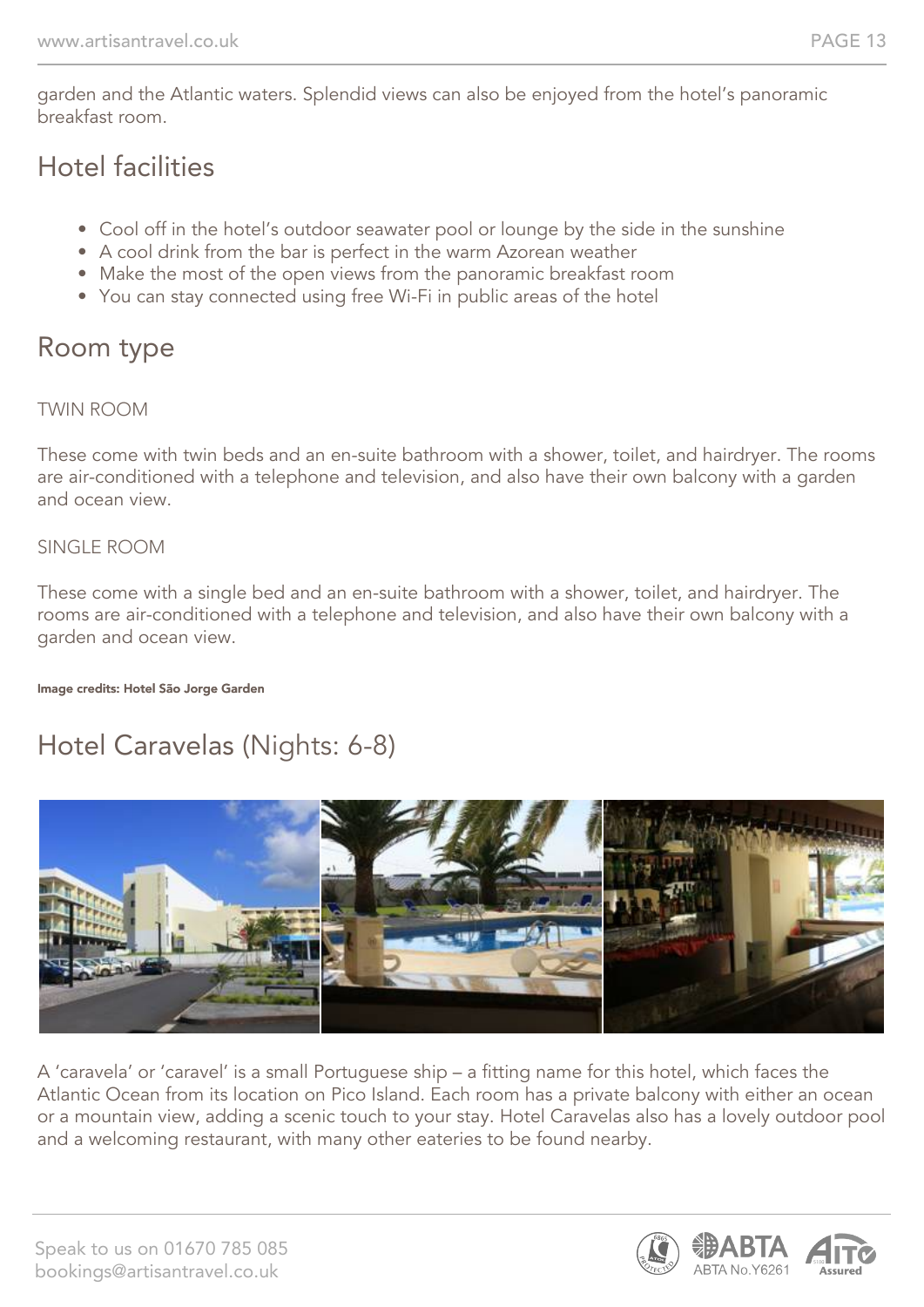garden and the Atlantic waters. Splendid views can also be enjoyed from the hotel's panoramic breakfast room.

## Hotel facilities

- Cool off in the hotel's outdoor seawater pool or lounge by the side in the sunshine
- A cool drink from the bar is perfect in the warm Azorean weather
- Make the most of the open views from the panoramic breakfast room
- You can stay connected using free Wi-Fi in public areas of the hotel

## Room type

TWIN ROOM

These come with twin beds and an en-suite bathroom with a shower, toilet, and hairdryer. The rooms are air-conditioned with a telephone and television, and also have their own balcony with a garden and ocean view.

SINGLE ROOM

These come with a single bed and an en-suite bathroom with a shower, toilet, and hairdryer. The rooms are air-conditioned with a telephone and television, and also have their own balcony with a garden and ocean view.

**Image credits: Hotel São Jorge Garden**

## Hotel Caravelas (Nights: 6-8)

A 'caravela' or 'caravel' is a small Portuguese ship – a fitting name for this hotel, which faces the Atlantic Ocean from its location on Pico Island. Each room has a private balcony with either an ocean or a mountain view, adding a scenic touch to your stay. Hotel Caravelas also has a lovely outdoor pool and a welcoming restaurant, with many other eateries to be found nearby.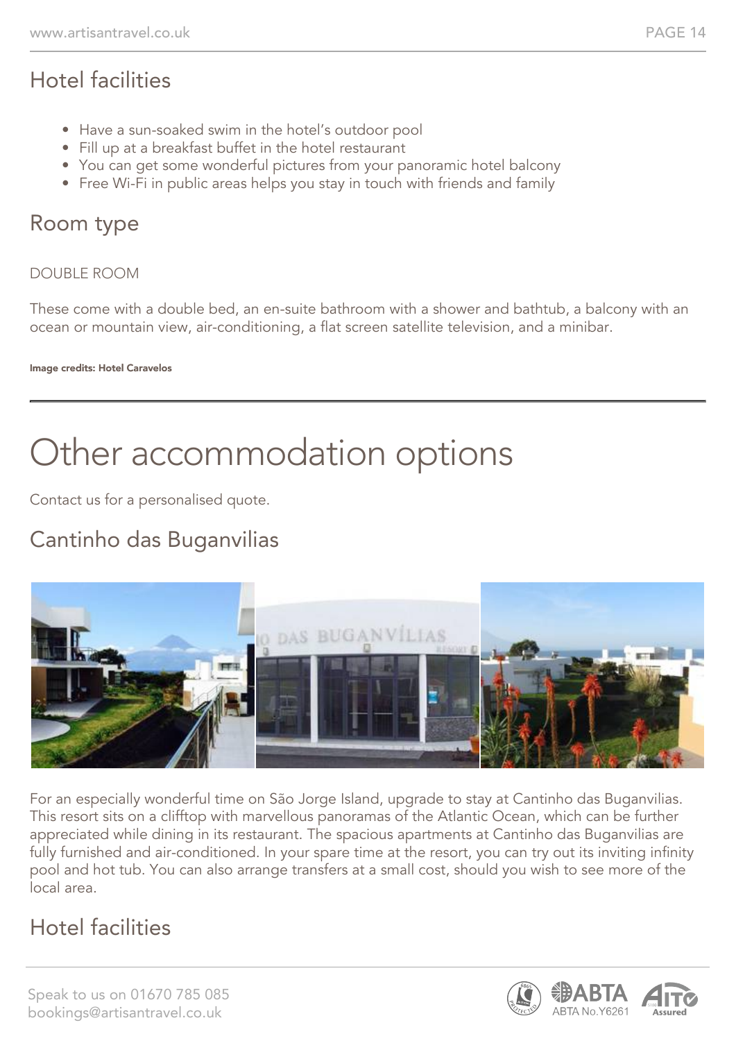## Hotel facilities

- Have a sun-soaked swim in the hotel's outdoor pool
- Fill up at a breakfast buffet in the hotel restaurant
- You can get some wonderful pictures from your panoramic hotel balcony
- Free Wi-Fi in public areas helps you stay in touch with friends and family

## Room type

DOUBLE ROOM

These come with a double bed, an en-suite bathroom with a shower and bathtub, a balcony with an ocean or mountain view, air-conditioning, a flat screen satellite television, and a minibar.

**Image credits: Hotel Caravelos**

---

# Other accommodation options

Contact us for a personalised quote.

## Cantinho das Buganvilias

For an especially wonderful time on São Jorge Island, upgrade to stay at Cantinho das Buganvilias. This resort sits on a clifftop with marvellous panoramas of the Atlantic Ocean, which can be further appreciated while dining in its restaurant. The spacious apartments at Cantinho das Buganvilias are fully furnished and air-conditioned. In your spare time at the resort, you can try out its inviting infinity pool and hot tub. You can also arrange transfers at a small cost, should you wish to see more of the local area.

## Hotel facilities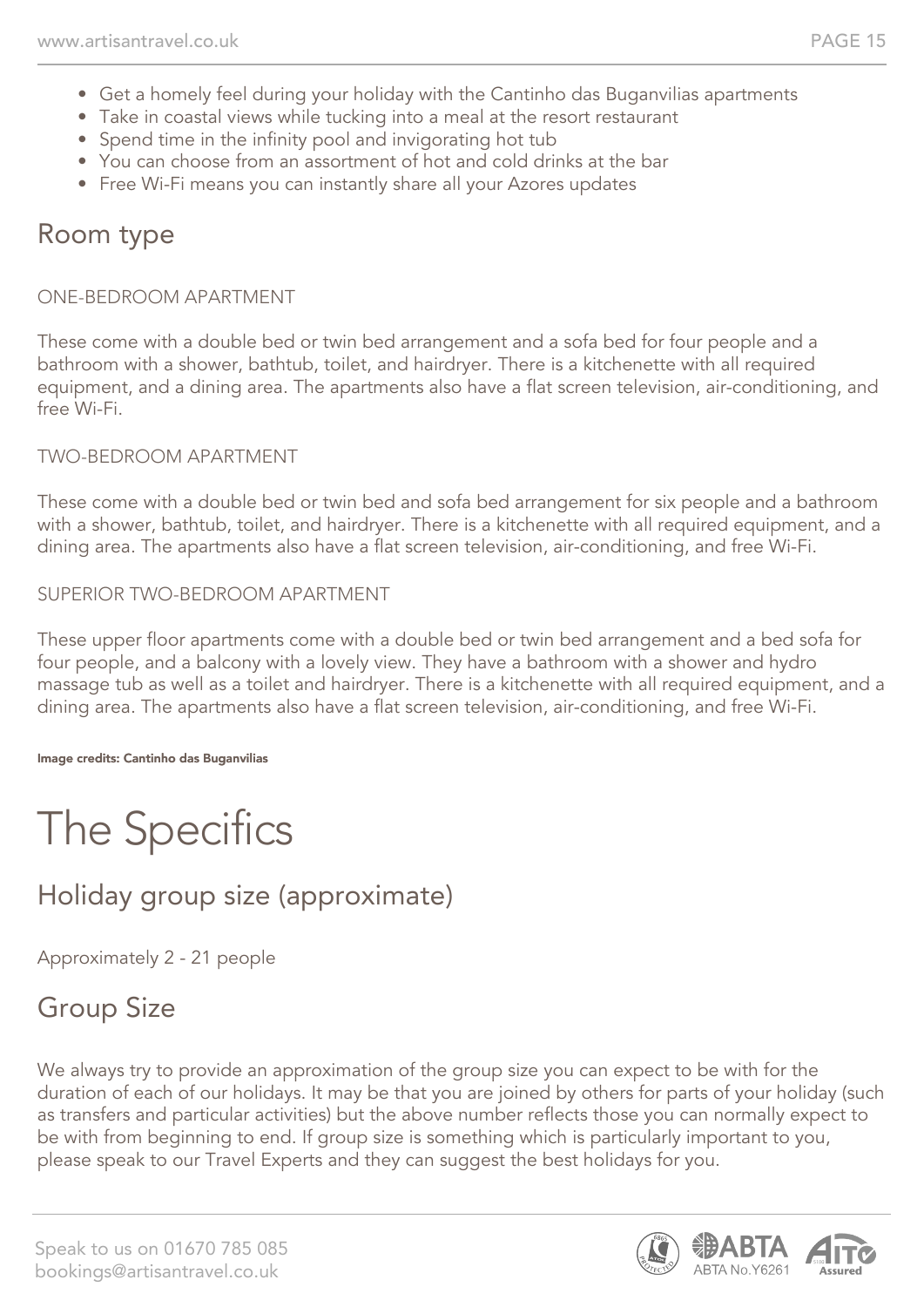- Get a homely feel during your holiday with the Cantinho das Buganvilias apartments
- Take in coastal views while tucking into a meal at the resort restaurant
- Spend time in the infinity pool and invigorating hot tub
- You can choose from an assortment of hot and cold drinks at the bar
- Free Wi-Fi means you can instantly share all your Azores updates

## Room type

ONE-BEDROOM APARTMENT

These come with a double bed or twin bed arrangement and a sofa bed for four people and a bathroom with a shower, bathtub, toilet, and hairdryer. There is a kitchenette with all required equipment, and a dining area. The apartments also have a flat screen television, air-conditioning, and free Wi-Fi.

TWO-BEDROOM APARTMENT

These come with a double bed or twin bed and sofa bed arrangement for six people and a bathroom with a shower, bathtub, toilet, and hairdryer. There is a kitchenette with all required equipment, and a dining area. The apartments also have a flat screen television, air-conditioning, and free Wi-Fi.

SUPERIOR TWO-BEDROOM APARTMENT

These upper floor apartments come with a double bed or twin bed arrangement and a bed sofa for four people, and a balcony with a lovely view. They have a bathroom with a shower and hydro massage tub as well as a toilet and hairdryer. There is a kitchenette with all required equipment, and a dining area. The apartments also have a flat screen television, air-conditioning, and free Wi-Fi.

**Image credits: Cantinho das Buganvilias**

# The Specifics

## Holiday group size (approximate)

Approximately 2 - 21 people

## Group Size

We always try to provide an approximation of the group size you can expect to be with for the duration of each of our holidays. It may be that you are joined by others for parts of your holiday (such as transfers and particular activities) but the above number reflects those you can normally expect to be with from beginning to end. If group size is something which is particularly important to you, please speak to our Travel Experts and they can suggest the best holidays for you.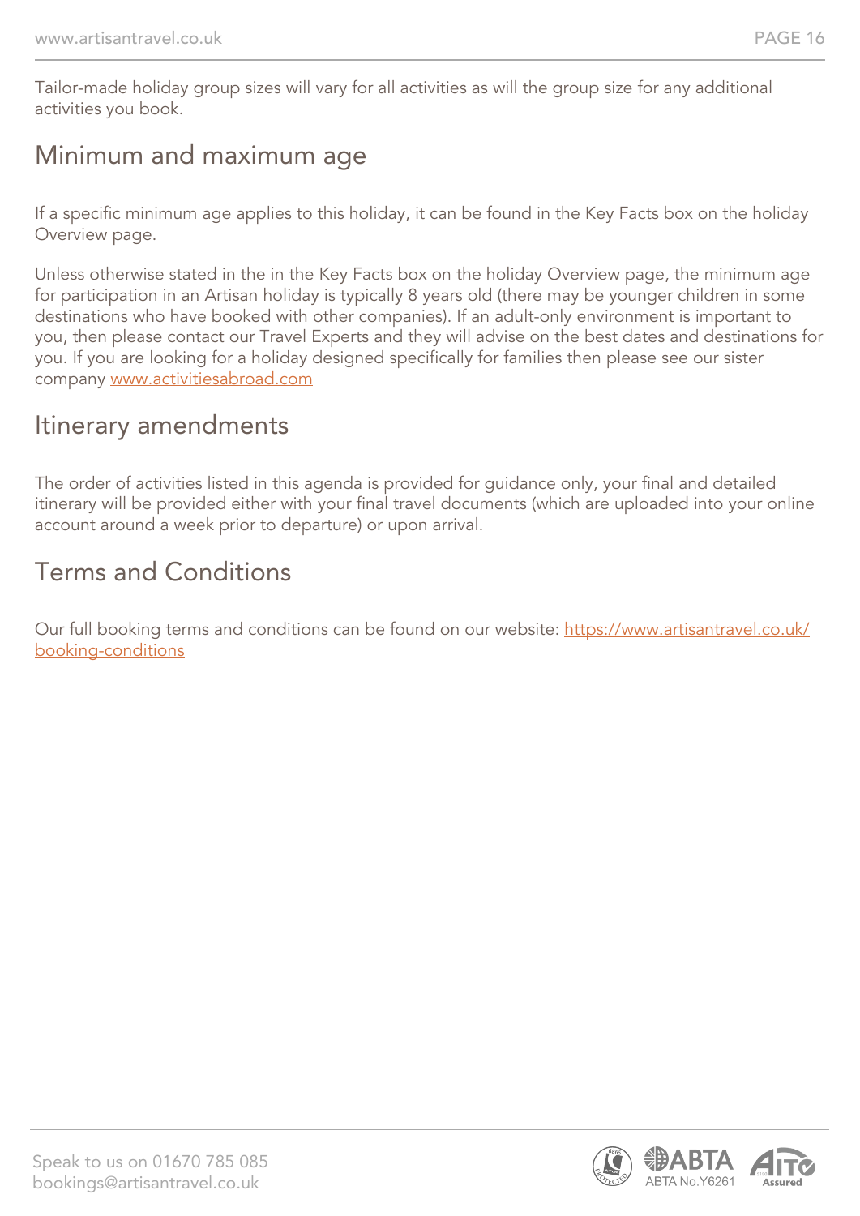Tailor-made holiday group sizes will vary for all activities as will the group size for any additional activities you book.

## Minimum and maximum age

If a specific minimum age applies to this holiday, it can be found in the Key Facts box on the holiday Overview page.

Unless otherwise stated in the in the Key Facts box on the holiday Overview page, the minimum age for participation in an Artisan holiday is typically 8 years old (there may be younger children in some destinations who have booked with other companies). If an adult-only environment is important to you, then please contact our Travel Experts and they will advise on the best dates and destinations for you. If you are looking for a holiday designed specifically for families then please see our sister company [www.activitiesabroad.com](www.activitiesabroad.com)

## Itinerary amendments

The order of activities listed in this agenda is provided for guidance only, your final and detailed itinerary will be provided either with your final travel documents (which are uploaded into your online account around a week prior to departure) or upon arrival.

## Terms and Conditions

Our full booking terms and conditions can be found on our website: [https://www.artisantravel.co.uk/booking-conditions](https://www.artisantravel.co.uk/booking-conditions)